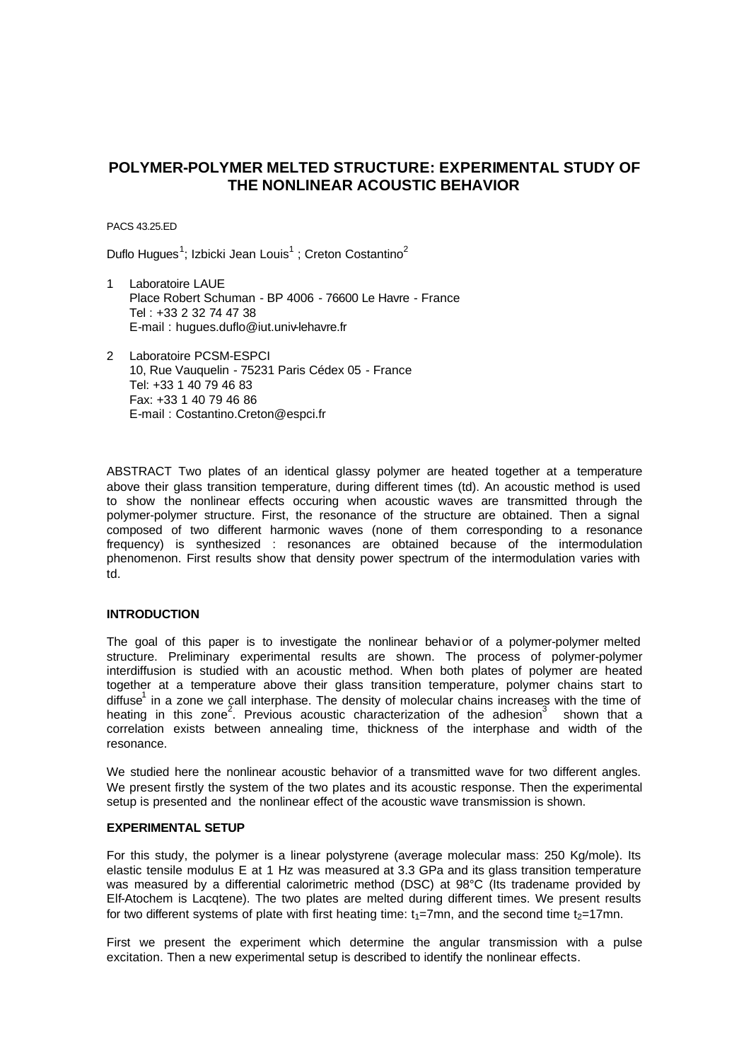# POLYMER-POLYMER MELTED STRUCTURE: EXPERIMENTAL STUDY OF THE NONLINEAR ACOUSTIC BEHAVIOR

PACS 43.25.ED

Duflo Hugues[1]; Izbicki Jean Louis[1] ; Creton Costantino[2]

1 Laboratoire LAUE
Place Robert Schuman - BP 4006 - 76600 Le Havre - France
Tel : +33 2 32 74 47 38
E-mail : hugues.duflo@iut.univ-lehavre.fr

2 Laboratoire PCSM-ESPCI
10, Rue Vauquelin - 75231 Paris Cédex 05 - France
Tel: +33 1 40 79 46 83
Fax: +33 1 40 79 46 86
E-mail : Costantino.Creton@espci.fr

ABSTRACT Two plates of an identical glassy polymer are heated together at a temperature above their glass transition temperature, during different times (td). An acoustic method is used to show the nonlinear effects occuring when acoustic waves are transmitted through the polymer-polymer structure. First, the resonance of the structure are obtained. Then a signal composed of two different harmonic waves (none of them corresponding to a resonance frequency) is synthesized : resonances are obtained because of the intermodulation phenomenon. First results show that density power spectrum of the intermodulation varies with td.

## INTRODUCTION

The goal of this paper is to investigate the nonlinear behavior of a polymer-polymer melted structure. Preliminary experimental results are shown. The process of polymer-polymer interdiffusion is studied with an acoustic method. When both plates of polymer are heated together at a temperature above their glass transition temperature, polymer chains start to diffuse[1] in a zone we call interphase. The density of molecular chains increases with the time of heating in this zone[2]. Previous acoustic characterization of the adhesion[3] shown that a correlation exists between annealing time, thickness of the interphase and width of the resonance.

We studied here the nonlinear acoustic behavior of a transmitted wave for two different angles. We present firstly the system of the two plates and its acoustic response. Then the experimental setup is presented and the nonlinear effect of the acoustic wave transmission is shown.

## EXPERIMENTAL SETUP

For this study, the polymer is a linear polystyrene (average molecular mass: 250 Kg/mole). Its elastic tensile modulus E at 1 Hz was measured at 3.3 GPa and its glass transition temperature was measured by a differential calorimetric method (DSC) at 98°C (Its tradename provided by Elf-Atochem is Lacqtene). The two plates are melted during different times. We present results for two different systems of plate with first heating time: $t_1$=7mn, and the second time $t_2$=17mn.

First we present the experiment which determine the angular transmission with a pulse excitation. Then a new experimental setup is described to identify the nonlinear effects.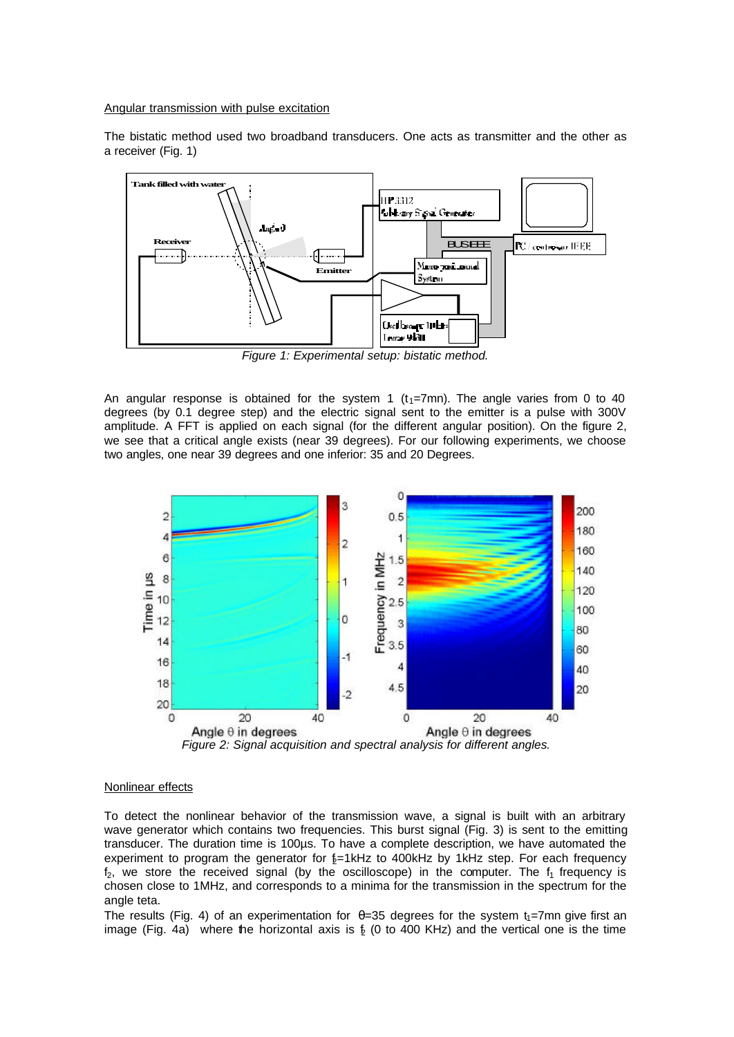Angular transmission with pulse excitation

The bistatic method used two broadband transducers. One acts as transmitter and the other as a receiver (Fig. 1)

*Figure 1: Experimental setup: bistatic method.*

An angular response is obtained for the system 1 ($t_1$=7mn). The angle varies from 0 to 40 degrees (by 0.1 degree step) and the electric signal sent to the emitter is a pulse with 300V amplitude. A FFT is applied on each signal (for the different angular position). On the figure 2, we see that a critical angle exists (near 39 degrees). For our following experiments, we choose two angles, one near 39 degrees and one inferior: 35 and 20 Degrees.

*Figure 2: Signal acquisition and spectral analysis for different angles.*

Nonlinear effects

To detect the nonlinear behavior of the transmission wave, a signal is built with an arbitrary wave generator which contains two frequencies. This burst signal (Fig. 3) is sent to the emitting transducer. The duration time is 100µs. To have a complete description, we have automated the experiment to program the generator for $f_2$=1kHz to 400kHz by 1kHz step. For each frequency $f_2$, we store the received signal (by the oscilloscope) in the computer. The $f_1$ frequency is chosen close to 1MHz, and corresponds to a minima for the transmission in the spectrum for the angle teta.

The results (Fig. 4) of an experimentation for $\theta$=35 degrees for the system $t_1$=7mn give first an image (Fig. 4a) where the horizontal axis is $f_2$ (0 to 400 KHz) and the vertical one is the time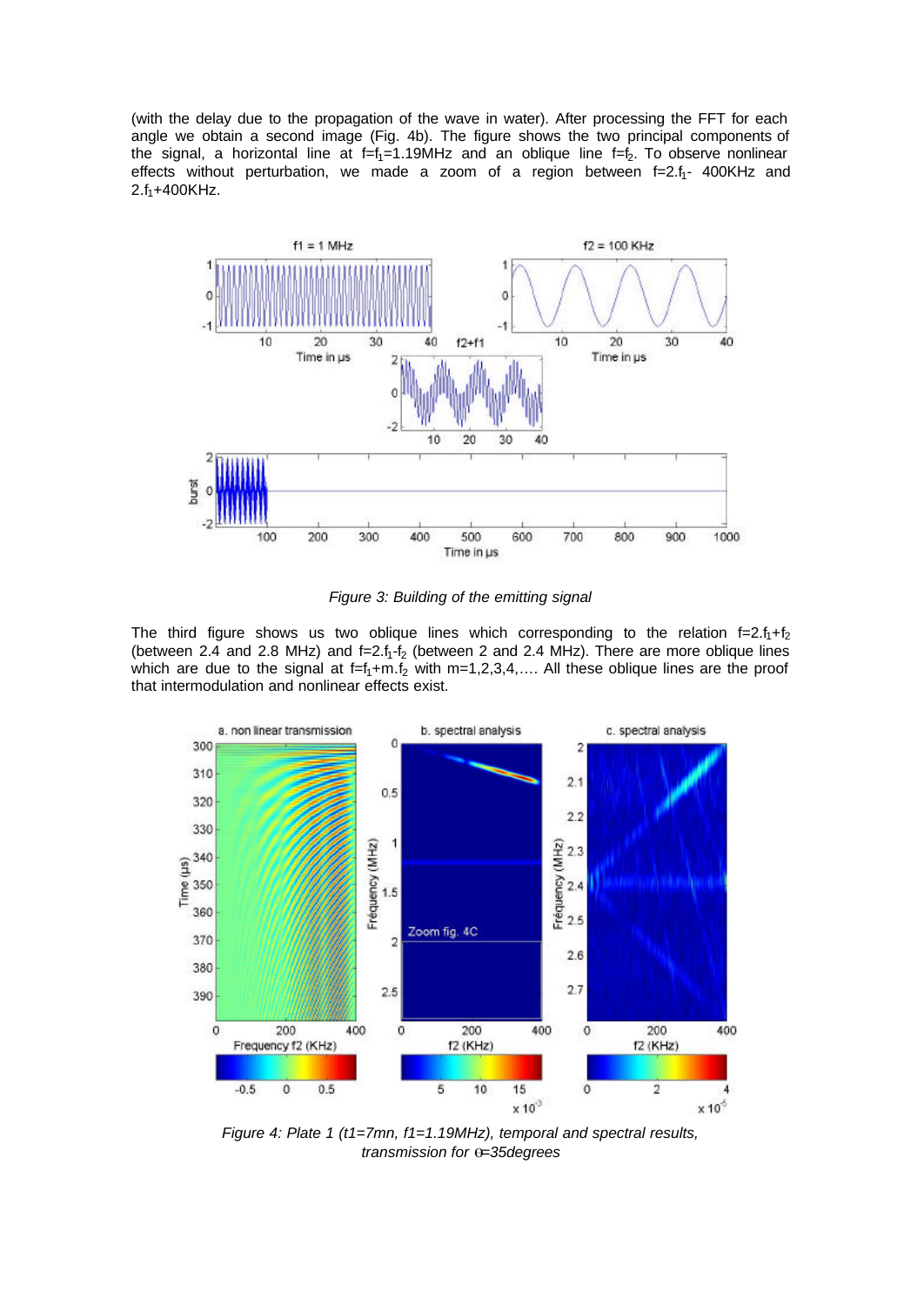(with the delay due to the propagation of the wave in water). After processing the FFT for each angle we obtain a second image (Fig. 4b). The figure shows the two principal components of the signal, a horizontal line at $f=f_1=1.19$MHz and an oblique line $f=f_2$. To observe nonlinear effects without perturbation, we made a zoom of a region between $f=2.f_1$- 400KHz and $2.f_1$+400KHz.

*Figure 3: Building of the emitting signal*

The third figure shows us two oblique lines which corresponding to the relation $f=2.f_1+f_2$ (between 2.4 and 2.8 MHz) and $f=2.f_1-f_2$ (between 2 and 2.4 MHz). There are more oblique lines which are due to the signal at $f=f_1+m.f_2$ with m=1,2,3,4,…. All these oblique lines are the proof that intermodulation and nonlinear effects exist.

*Figure 4: Plate 1 (t1=7mn, f1=1.19MHz), temporal and spectral results, transmission for $\alpha$=35degrees*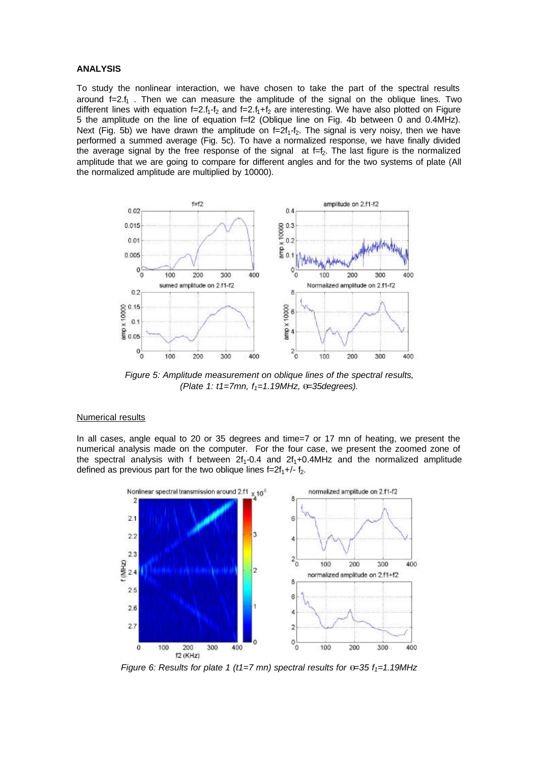### ANALYSIS

To study the nonlinear interaction, we have chosen to take the part of the spectral results around $f=2.f_1$ . Then we can measure the amplitude of the signal on the oblique lines. Two different lines with equation $f=2.f_1-f_2$ and $f=2.f_1+f_2$ are interesting. We have also plotted on Figure 5 the amplitude on the line of equation $f=f2$ (Oblique line on Fig. 4b between 0 and 0.4MHz). Next (Fig. 5b) we have drawn the amplitude on $f=2f_1-f_2$. The signal is very noisy, then we have performed a summed average (Fig. 5c). To have a normalized response, we have finally divided the average signal by the free response of the signal at $f=f_2$. The last figure is the normalized amplitude that we are going to compare for different angles and for the two systems of plate (All the normalized amplitude are multiplied by 10000).

*Figure 5: Amplitude measurement on oblique lines of the spectral results, (Plate 1: t1=7mn, $f_1$=1.19MHz, θ=35degrees).*

#### Numerical results

In all cases, angle equal to 20 or 35 degrees and time=7 or 17 mn of heating, we present the numerical analysis made on the computer. For the four case, we present the zoomed zone of the spectral analysis with f between $2f_1$-0.4 and $2f_1$+0.4MHz and the normalized amplitude defined as previous part for the two oblique lines $f=2f_1+/- f_2$.

*Figure 6: Results for plate 1 (t1=7 mn) spectral results for θ=35 $f_1$=1.19MHz*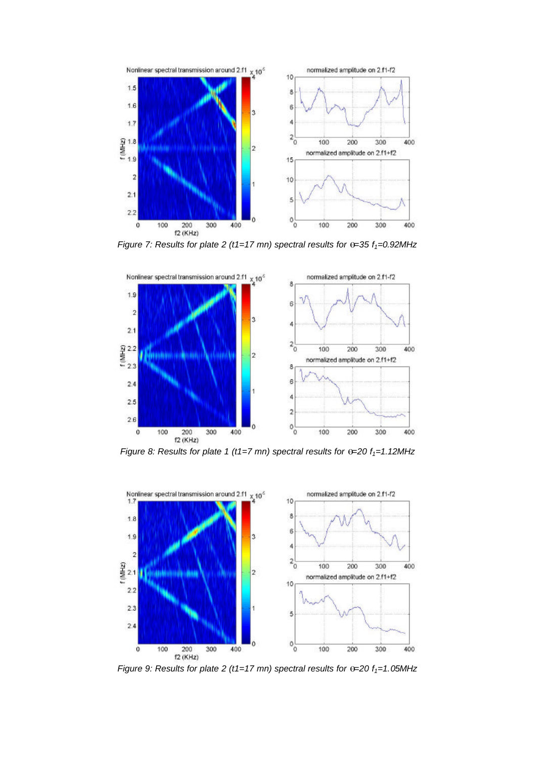*Figure 7: Results for plate 2 (t1=17 mn) spectral results for $\theta$=35 $f_1$=0.92MHz*

*Figure 8: Results for plate 1 (t1=7 mn) spectral results for $\theta$=20 $f_1$=1.12MHz*

*Figure 9: Results for plate 2 (t1=17 mn) spectral results for $\theta$=20 $f_1$=1.05MHz*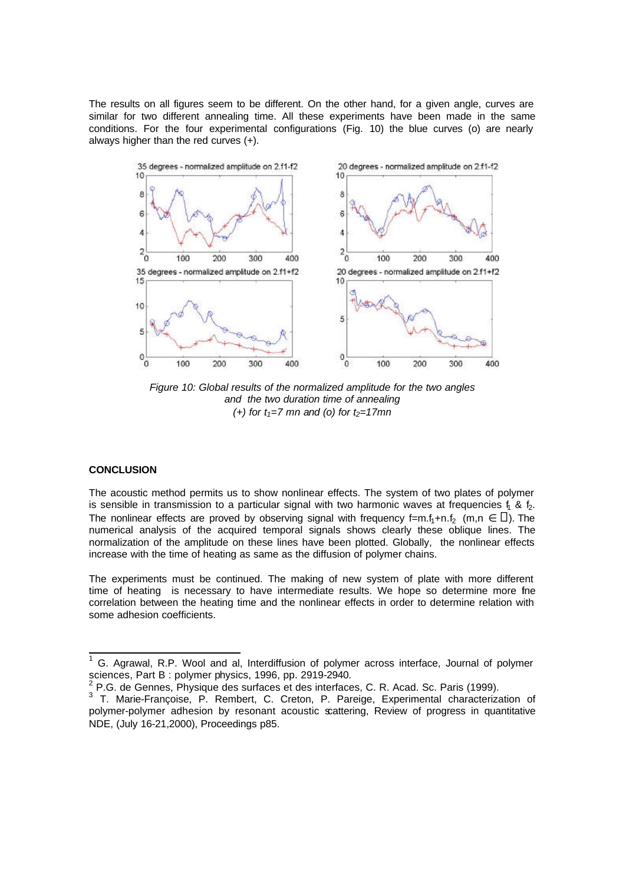The results on all figures seem to be different. On the other hand, for a given angle, curves are similar for two different annealing time. All these experiments have been made in the same conditions. For the four experimental configurations (Fig. 10) the blue curves (o) are nearly always higher than the red curves (+).

35 degrees - normalized amplitude on 2.f1-f2

20 degrees - normalized amplitude on 2.f1-f2

35 degrees - normalized amplitude on 2.f1+f2

20 degrees - normalized amplitude on 2.f1+f2

*Figure 10: Global results of the normalized amplitude for the two angles and the two duration time of annealing (+) for $t_1$=7 mn and (o) for $t_2$=17mn*

**CONCLUSION**

The acoustic method permits us to show nonlinear effects. The system of two plates of polymer is sensible in transmission to a particular signal with two harmonic waves at frequencies $f_1$ & $f_2$. The nonlinear effects are proved by observing signal with frequency $f=m.f_1+n.f_2$ $(m,n \in \mathbb{Z})$. The numerical analysis of the acquired temporal signals shows clearly these oblique lines. The normalization of the amplitude on these lines have been plotted. Globally, the nonlinear effects increase with the time of heating as same as the diffusion of polymer chains.

The experiments must be continued. The making of new system of plate with more different time of heating is necessary to have intermediate results. We hope so determine more fine correlation between the heating time and the nonlinear effects in order to determine relation with some adhesion coefficients.

---

[1] G. Agrawal, R.P. Wool and al, Interdiffusion of polymer across interface, Journal of polymer sciences, Part B : polymer physics, 1996, pp. 2919-2940.

[2] P.G. de Gennes, Physique des surfaces et des interfaces, C. R. Acad. Sc. Paris (1999).

[3] T. Marie-Françoise, P. Rembert, C. Creton, P. Pareige, Experimental characterization of polymer-polymer adhesion by resonant acoustic scattering, Review of progress in quantitative NDE, (July 16-21,2000), Proceedings p85.